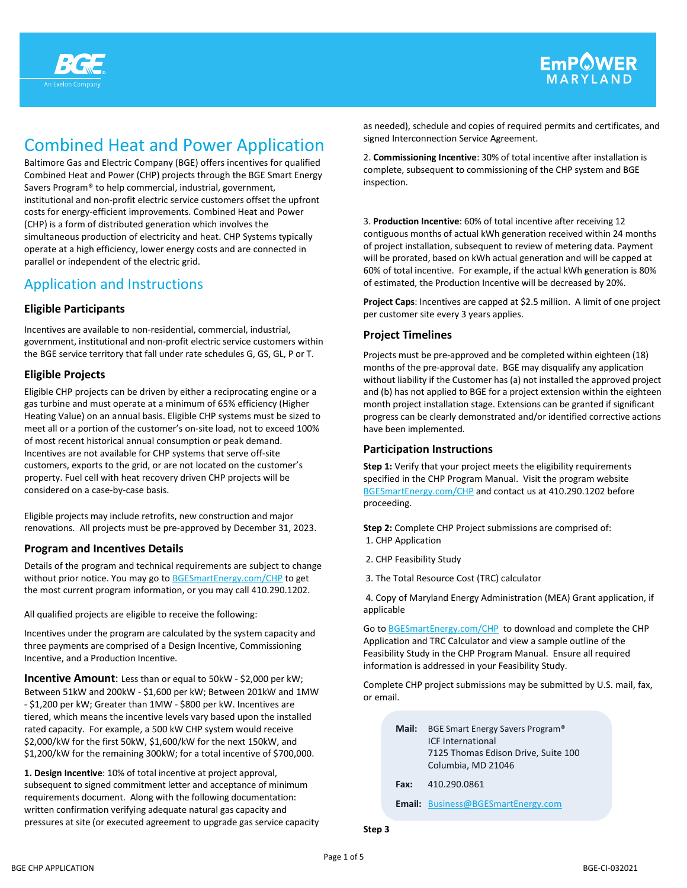# Combined Heat and Power Application

Baltimore Gas and Electric Company (BGE) offers incentives for qualified Combined Heat and Power (CHP) projects through the BGE Smart Energy Savers Program® to help commercial, industrial, government, institutional and non-profit electric service customers offset the upfront costs for energy-efficient improvements. Combined Heat and Power (CHP) is a form of distributed generation which involves the simultaneous production of electricity and heat. CHP Systems typically operate at a high efficiency, lower energy costs and are connected in parallel or independent of the electric grid.

## Application and Instructions

### Eligible Participants

Incentives are available to non-residential, commercial, industrial, government, institutional and non-profit electric service customers within the BGE service territory that fall under rate schedules G, GS, GL, P or T.

### Eligible Projects

Eligible CHP projects can be driven by either a reciprocating engine or a gas turbine and must operate at a minimum of 65% efficiency (Higher Heating Value) on an annual basis. Eligible CHP systems must be sized to meet all or a portion of the customer's on-site load, not to exceed 100% of most recent historical annual consumption or peak demand. Incentives are not available for CHP systems that serve off-site customers, exports to the grid, or are not located on the customer's property. Fuel cell with heat recovery driven CHP projects will be considered on a case-by-case basis.

Eligible projects may include retrofits, new construction and major renovations. All projects must be pre-approved by December 31, 2023.

### Program and Incentives Details

Details of the program and technical requirements are subject to change without prior notice. You may go to [BGESmartEnergy.com/CHP](BGESmartEnergy.com/CHP) to get the most current program information, or you may call 410.290.1202.

All qualified projects are eligible to receive the following:

Incentives under the program are calculated by the system capacity and three payments are comprised of a Design Incentive, Commissioning Incentive, and a Production Incentive.

**Incentive Amount**: Less than or equal to 50kW - $2,000 per kW; Between 51kW and 200kW - $1,600 per kW; Between 201kW and 1MW - $1,200 per kW; Greater than 1MW - $800 per kW. Incentives are tiered, which means the incentive levels vary based upon the installed rated capacity. For example, a 500 kW CHP system would receive $2,000/kW for the first 50kW, $1,600/kW for the next 150kW, and $1,200/kW for the remaining 300kW; for a total incentive of $700,000.

1. **Design Incentive**: 10% of total incentive at project approval, subsequent to signed commitment letter and acceptance of minimum requirements document. Along with the following documentation: written confirmation verifying adequate natural gas capacity and pressures at site (or executed agreement to upgrade gas service capacity as needed), schedule and copies of required permits and certificates, and signed Interconnection Service Agreement.

2. **Commissioning Incentive**: 30% of total incentive after installation is complete, subsequent to commissioning of the CHP system and BGE inspection.

3. **Production Incentive**: 60% of total incentive after receiving 12 contiguous months of actual kWh generation received within 24 months of project installation, subsequent to review of metering data. Payment will be prorated, based on kWh actual generation and will be capped at 60% of total incentive. For example, if the actual kWh generation is 80% of estimated, the Production Incentive will be decreased by 20%.

**Project Caps**: Incentives are capped at $2.5 million. A limit of one project per customer site every 3 years applies.

### Project Timelines

Projects must be pre-approved and be completed within eighteen (18) months of the pre-approval date. BGE may disqualify any application without liability if the Customer has (a) not installed the approved project and (b) has not applied to BGE for a project extension within the eighteen month project installation stage. Extensions can be granted if significant progress can be clearly demonstrated and/or identified corrective actions have been implemented.

### Participation Instructions

**Step 1:** Verify that your project meets the eligibility requirements specified in the CHP Program Manual. Visit the program website [BGESmartEnergy.com/CHP](BGESmartEnergy.com/CHP) and contact us at 410.290.1202 before proceeding.

**Step 2:** Complete CHP Project submissions are comprised of:

1. CHP Application
2. CHP Feasibility Study
3. The Total Resource Cost (TRC) calculator
4. Copy of Maryland Energy Administration (MEA) Grant application, if applicable

Go to [BGESmartEnergy.com/CHP](BGESmartEnergy.com/CHP) to download and complete the CHP Application and TRC Calculator and view a sample outline of the Feasibility Study in the CHP Program Manual. Ensure all required information is addressed in your Feasibility Study.

Complete CHP project submissions may be submitted by U.S. mail, fax, or email.

**Mail:** BGE Smart Energy Savers Program®
ICF International
7125 Thomas Edison Drive, Suite 100
Columbia, MD 21046

**Fax:** 410.290.0861

**Email:** [Business@BGESmartEnergy.com](mailto:Business@BGESmartEnergy.com)

**Step 3**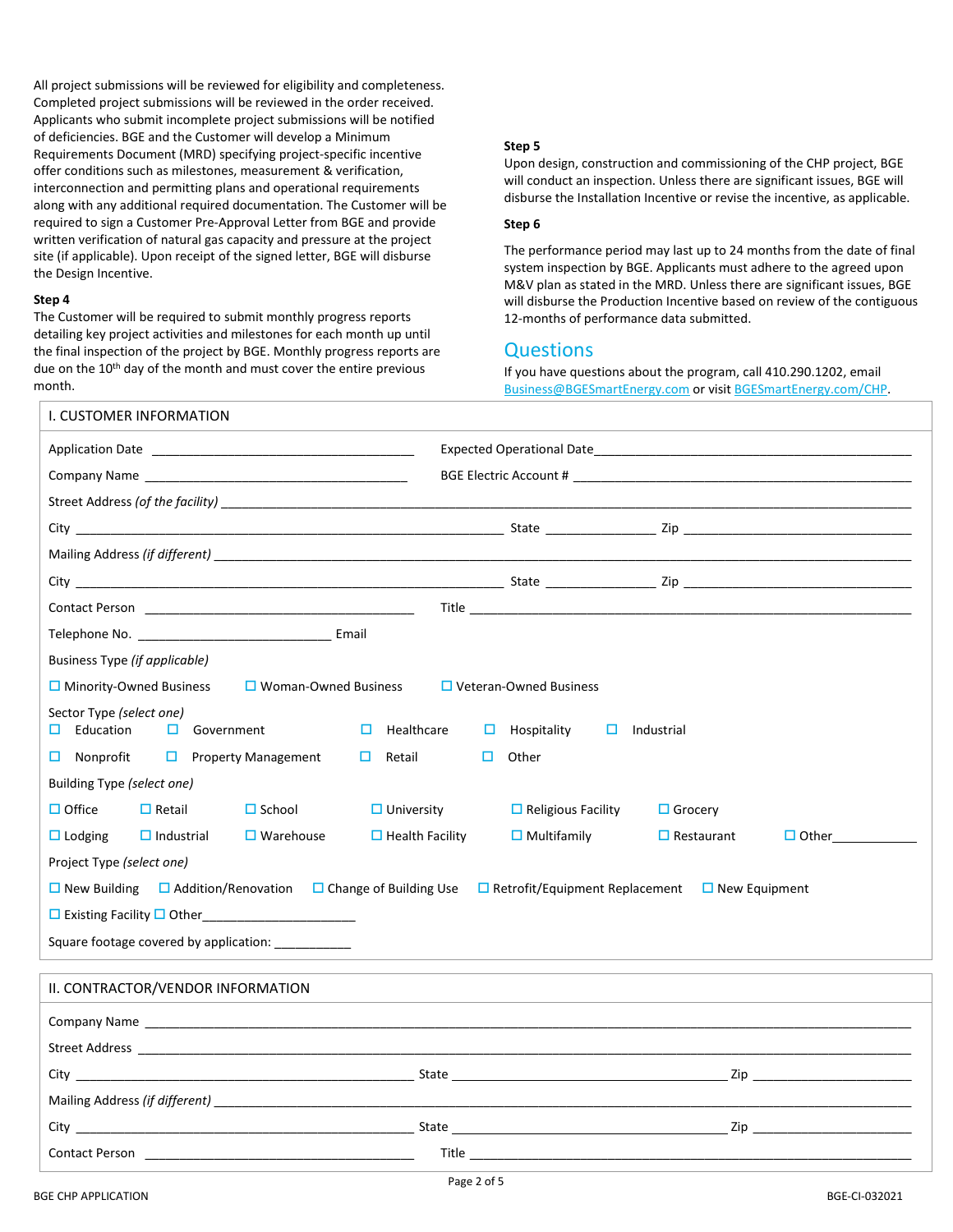All project submissions will be reviewed for eligibility and completeness. Completed project submissions will be reviewed in the order received. Applicants who submit incomplete project submissions will be notified of deficiencies. BGE and the Customer will develop a Minimum Requirements Document (MRD) specifying project-specific incentive offer conditions such as milestones, measurement & verification, interconnection and permitting plans and operational requirements along with any additional required documentation. The Customer will be required to sign a Customer Pre-Approval Letter from BGE and provide written verification of natural gas capacity and pressure at the project site (if applicable). Upon receipt of the signed letter, BGE will disburse the Design Incentive.

**Step 4**
The Customer will be required to submit monthly progress reports detailing key project activities and milestones for each month up until the final inspection of the project by BGE. Monthly progress reports are due on the 10th day of the month and must cover the entire previous month.

**Step 5**
Upon design, construction and commissioning of the CHP project, BGE will conduct an inspection. Unless there are significant issues, BGE will disburse the Installation Incentive or revise the incentive, as applicable.

**Step 6**

The performance period may last up to 24 months from the date of final system inspection by BGE. Applicants must adhere to the agreed upon M&V plan as stated in the MRD. Unless there are significant issues, BGE will disburse the Production Incentive based on review of the contiguous 12-months of performance data submitted.

## Questions

If you have questions about the program, call 410.290.1202, email Business@BGESmartEnergy.com or visit BGESmartEnergy.com/CHP.

## I. CUSTOMER INFORMATION

Application Date ______________________ Expected Operational Date______________________

Company Name ______________________ BGE Electric Account # ______________________

Street Address *(of the facility)* ______________________

City ______________________ State ____________ Zip ______________

Mailing Address *(if different)* ______________________

City ______________________ State ____________ Zip ______________

Contact Person ______________________ Title ______________________

Telephone No. ______________________ Email

Business Type *(if applicable)*

☐ Minority-Owned Business ☐ Woman-Owned Business ☐ Veteran-Owned Business

Sector Type *(select one)*

☐ Education ☐ Government ☐ Healthcare ☐ Hospitality ☐ Industrial

☐ Nonprofit ☐ Property Management ☐ Retail ☐ Other

Building Type *(select one)*

☐ Office ☐ Retail ☐ School ☐ University ☐ Religious Facility ☐ Grocery

☐ Lodging ☐ Industrial ☐ Warehouse ☐ Health Facility ☐ Multifamily ☐ Restaurant ☐ Other____________

Project Type *(select one)*

☐ New Building ☐ Addition/Renovation ☐ Change of Building Use ☐ Retrofit/Equipment Replacement ☐ New Equipment

☐ Existing Facility ☐ Other____________________

Square footage covered by application: __________

## II. CONTRACTOR/VENDOR INFORMATION

Company Name ______________________

Street Address ______________________

City ______________________ State ______________________ Zip ______________

Mailing Address *(if different)* ______________________

City ______________________ State ______________________ Zip ______________

Contact Person ______________________ Title ______________________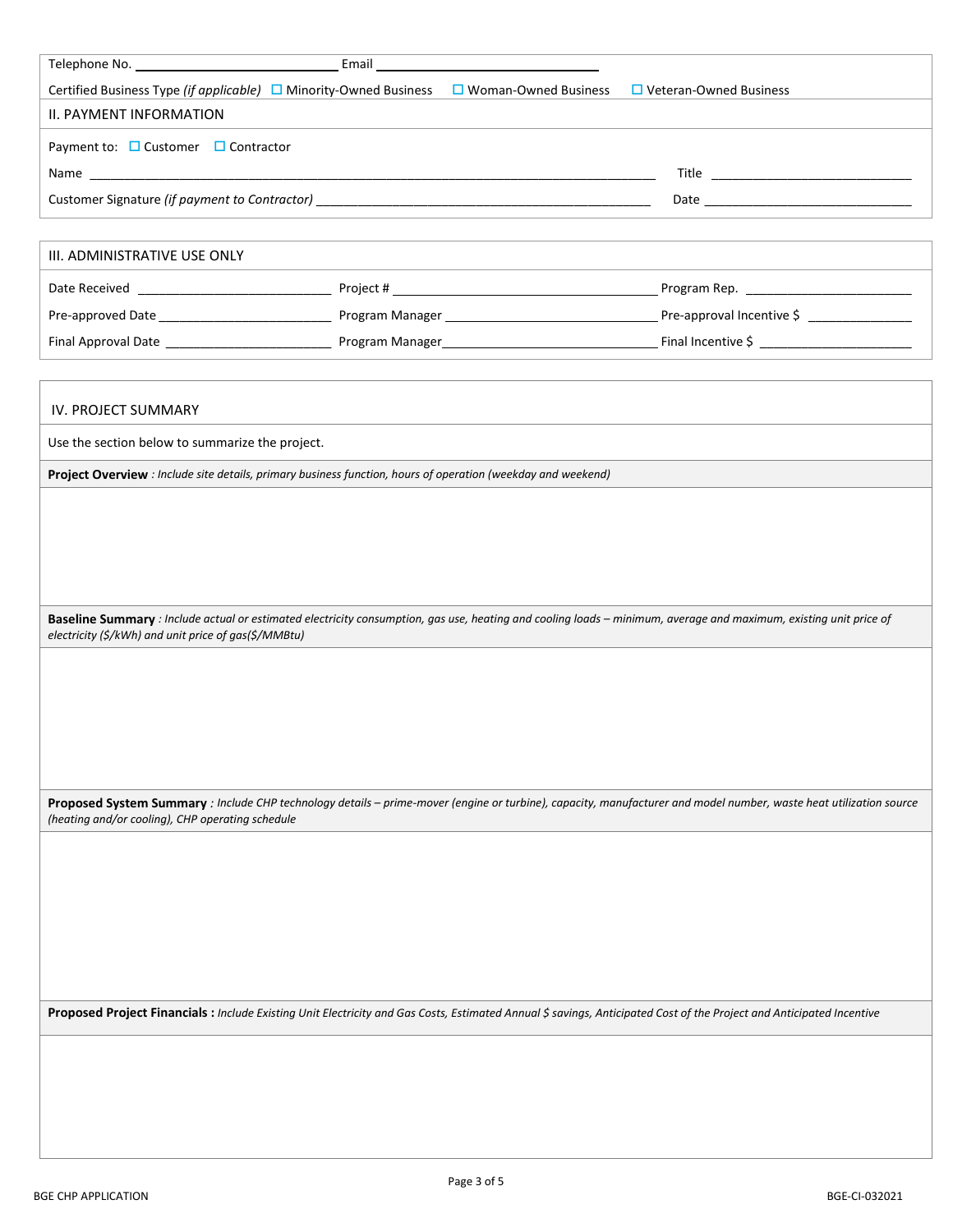Telephone No. ____________________ Email ____________________

Certified Business Type *(if applicable)* ☐ Minority-Owned Business ☐ Woman-Owned Business ☐ Veteran-Owned Business

## II. PAYMENT INFORMATION

Payment to: ☐ Customer ☐ Contractor

Name ________________________________________ Title ____________________

Customer Signature *(if payment to Contractor)* ________________________________________ Date ____________________

## III. ADMINISTRATIVE USE ONLY

| | | |
|---|---|---|
| Date Received ____________________ | Project # ____________________ | Program Rep. ____________________ |
| Pre-approved Date ____________________ | Program Manager ____________________ | Pre-approval Incentive $ ____________________ |
| Final Approval Date ____________________ | Program Manager ____________________ | Final Incentive $ ____________________ |

## IV. PROJECT SUMMARY

Use the section below to summarize the project.

**Project Overview** *: Include site details, primary business function, hours of operation (weekday and weekend)*

**Baseline Summary** *: Include actual or estimated electricity consumption, gas use, heating and cooling loads – minimum, average and maximum, existing unit price of electricity ($/kWh) and unit price of gas($/MMBtu)*

**Proposed System Summary** *: Include CHP technology details – prime-mover (engine or turbine), capacity, manufacturer and model number, waste heat utilization source (heating and/or cooling), CHP operating schedule*

**Proposed Project Financials :** *Include Existing Unit Electricity and Gas Costs, Estimated Annual $ savings, Anticipated Cost of the Project and Anticipated Incentive*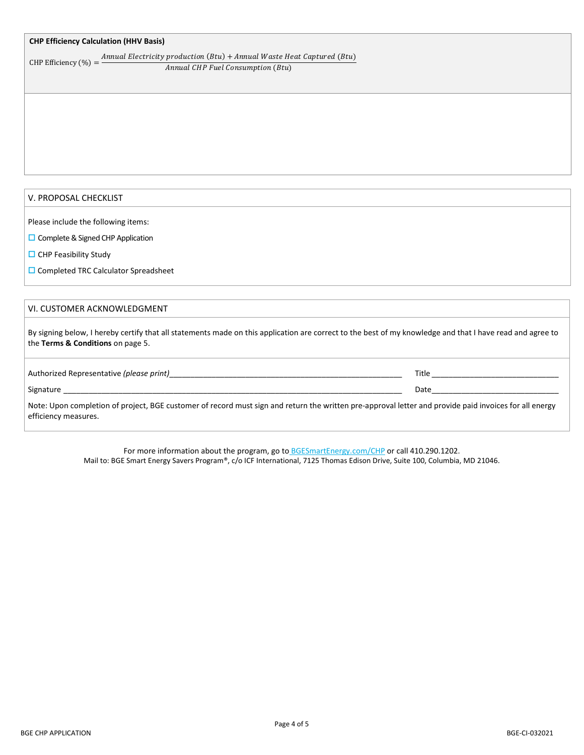**CHP Efficiency Calculation (HHV Basis)**

$$\text{CHP Efficiency (\%)} = \frac{\text{Annual Electricity production (Btu)} + \text{Annual Waste Heat Captured (Btu)}}{\text{Annual CHP Fuel Consumption (Btu)}}$$

## V. PROPOSAL CHECKLIST

Please include the following items:

- ☐ Complete & Signed CHP Application
- ☐ CHP Feasibility Study
- ☐ Completed TRC Calculator Spreadsheet

## VI. CUSTOMER ACKNOWLEDGMENT

By signing below, I hereby certify that all statements made on this application are correct to the best of my knowledge and that I have read and agree to the **Terms & Conditions** on page 5.

Authorized Representative *(please print)*\_\_\_\_\_\_\_\_\_\_\_\_\_\_\_\_\_\_\_\_\_\_\_\_\_\_\_\_\_\_\_\_\_\_\_\_\_\_\_\_ Title \_\_\_\_\_\_\_\_\_\_\_\_\_\_\_\_\_\_\_\_\_\_\_\_\_\_\_\_\_\_

Signature \_\_\_\_\_\_\_\_\_\_\_\_\_\_\_\_\_\_\_\_\_\_\_\_\_\_\_\_\_\_\_\_\_\_\_\_\_\_\_\_\_\_\_\_\_\_\_\_\_\_\_\_\_\_\_\_\_\_\_\_\_\_\_\_ Date\_\_\_\_\_\_\_\_\_\_\_\_\_\_\_\_\_\_\_\_\_\_\_\_\_\_\_\_\_\_

Note: Upon completion of project, BGE customer of record must sign and return the written pre-approval letter and provide paid invoices for all energy efficiency measures.

For more information about the program, go to BGESmartEnergy.com/CHP or call 410.290.1202.
Mail to: BGE Smart Energy Savers Program®, c/o ICF International, 7125 Thomas Edison Drive, Suite 100, Columbia, MD 21046.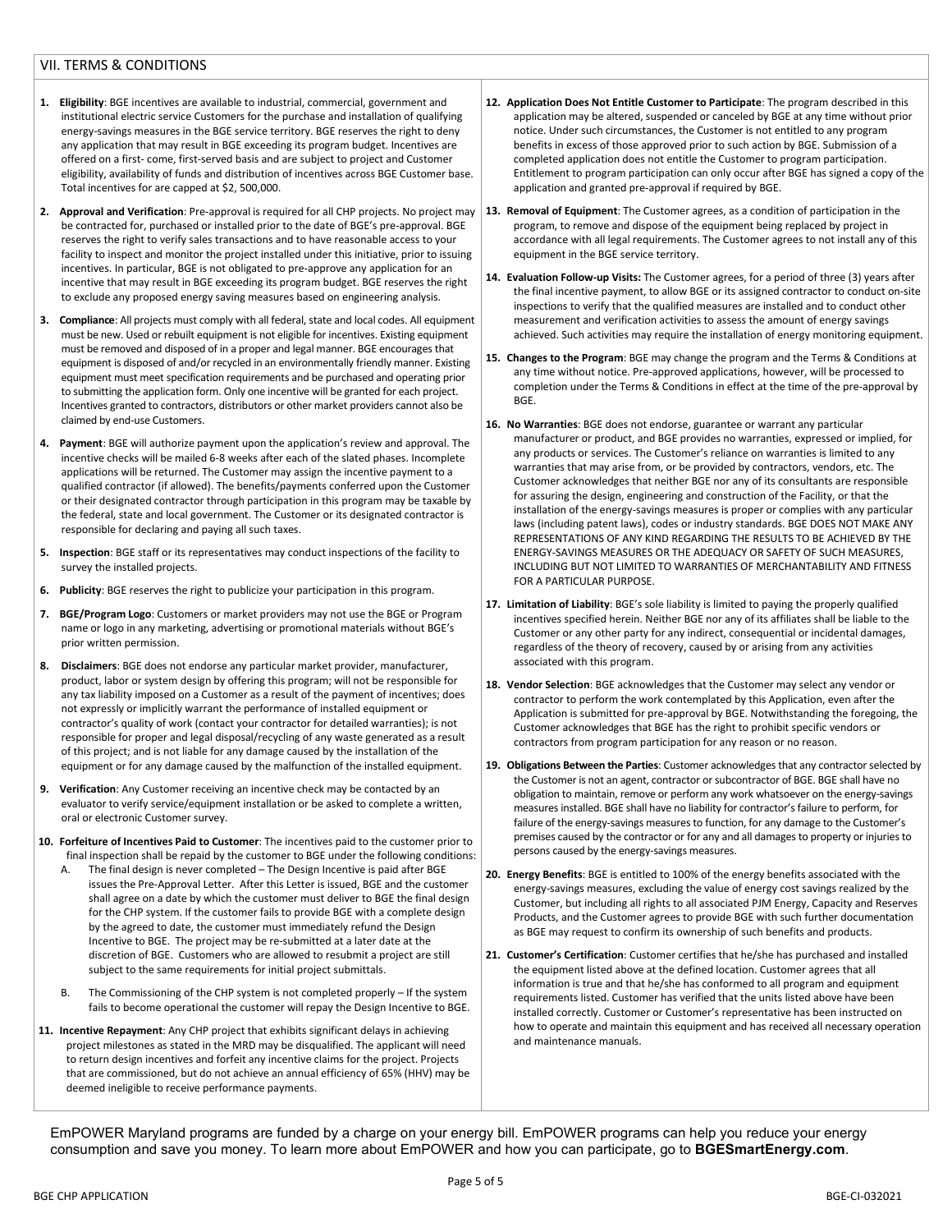## VII. TERMS & CONDITIONS

1. **Eligibility**: BGE incentives are available to industrial, commercial, government and institutional electric service Customers for the purchase and installation of qualifying energy-savings measures in the BGE service territory. BGE reserves the right to deny any application that may result in BGE exceeding its program budget. Incentives are offered on a first- come, first-served basis and are subject to project and Customer eligibility, availability of funds and distribution of incentives across BGE Customer base. Total incentives for are capped at $2, 500,000.

2. **Approval and Verification**: Pre-approval is required for all CHP projects. No project may be contracted for, purchased or installed prior to the date of BGE's pre-approval. BGE reserves the right to verify sales transactions and to have reasonable access to your facility to inspect and monitor the project installed under this initiative, prior to issuing incentives. In particular, BGE is not obligated to pre-approve any application for an incentive that may result in BGE exceeding its program budget. BGE reserves the right to exclude any proposed energy saving measures based on engineering analysis.

3. **Compliance**: All projects must comply with all federal, state and local codes. All equipment must be new. Used or rebuilt equipment is not eligible for incentives. Existing equipment must be removed and disposed of in a proper and legal manner. BGE encourages that equipment is disposed of and/or recycled in an environmentally friendly manner. Existing equipment must meet specification requirements and be purchased and operating prior to submitting the application form. Only one incentive will be granted for each project. Incentives granted to contractors, distributors or other market providers cannot also be claimed by end-use Customers.

4. **Payment**: BGE will authorize payment upon the application's review and approval. The incentive checks will be mailed 6-8 weeks after each of the slated phases. Incomplete applications will be returned. The Customer may assign the incentive payment to a qualified contractor (if allowed). The benefits/payments conferred upon the Customer or their designated contractor through participation in this program may be taxable by the federal, state and local government. The Customer or its designated contractor is responsible for declaring and paying all such taxes.

5. **Inspection**: BGE staff or its representatives may conduct inspections of the facility to survey the installed projects.

6. **Publicity**: BGE reserves the right to publicize your participation in this program.

7. **BGE/Program Logo**: Customers or market providers may not use the BGE or Program name or logo in any marketing, advertising or promotional materials without BGE's prior written permission.

8. **Disclaimers**: BGE does not endorse any particular market provider, manufacturer, product, labor or system design by offering this program; will not be responsible for any tax liability imposed on a Customer as a result of the payment of incentives; does not expressly or implicitly warrant the performance of installed equipment or contractor's quality of work (contact your contractor for detailed warranties); is not responsible for proper and legal disposal/recycling of any waste generated as a result of this project; and is not liable for any damage caused by the installation of the equipment or for any damage caused by the malfunction of the installed equipment.

9. **Verification**: Any Customer receiving an incentive check may be contacted by an evaluator to verify service/equipment installation or be asked to complete a written, oral or electronic Customer survey.

10. **Forfeiture of Incentives Paid to Customer**: The incentives paid to the customer prior to final inspection shall be repaid by the customer to BGE under the following conditions:
    A. The final design is never completed – The Design Incentive is paid after BGE issues the Pre-Approval Letter. After this Letter is issued, BGE and the customer shall agree on a date by which the customer must deliver to BGE the final design for the CHP system. If the customer fails to provide BGE with a complete design by the agreed to date, the customer must immediately refund the Design Incentive to BGE. The project may be re-submitted at a later date at the discretion of BGE. Customers who are allowed to resubmit a project are still subject to the same requirements for initial project submittals.

    B. The Commissioning of the CHP system is not completed properly – If the system fails to become operational the customer will repay the Design Incentive to BGE.

11. **Incentive Repayment**: Any CHP project that exhibits significant delays in achieving project milestones as stated in the MRD may be disqualified. The applicant will need to return design incentives and forfeit any incentive claims for the project. Projects that are commissioned, but do not achieve an annual efficiency of 65% (HHV) may be deemed ineligible to receive performance payments.

12. **Application Does Not Entitle Customer to Participate**: The program described in this application may be altered, suspended or canceled by BGE at any time without prior notice. Under such circumstances, the Customer is not entitled to any program benefits in excess of those approved prior to such action by BGE. Submission of a completed application does not entitle the Customer to program participation. Entitlement to program participation can only occur after BGE has signed a copy of the application and granted pre-approval if required by BGE.

13. **Removal of Equipment**: The Customer agrees, as a condition of participation in the program, to remove and dispose of the equipment being replaced by project in accordance with all legal requirements. The Customer agrees to not install any of this equipment in the BGE service territory.

14. **Evaluation Follow-up Visits:** The Customer agrees, for a period of three (3) years after the final incentive payment, to allow BGE or its assigned contractor to conduct on-site inspections to verify that the qualified measures are installed and to conduct other measurement and verification activities to assess the amount of energy savings achieved. Such activities may require the installation of energy monitoring equipment.

15. **Changes to the Program**: BGE may change the program and the Terms & Conditions at any time without notice. Pre-approved applications, however, will be processed to completion under the Terms & Conditions in effect at the time of the pre-approval by BGE.

16. **No Warranties**: BGE does not endorse, guarantee or warrant any particular manufacturer or product, and BGE provides no warranties, expressed or implied, for any products or services. The Customer's reliance on warranties is limited to any warranties that may arise from, or be provided by contractors, vendors, etc. The Customer acknowledges that neither BGE nor any of its consultants are responsible for assuring the design, engineering and construction of the Facility, or that the installation of the energy-savings measures is proper or complies with any particular laws (including patent laws), codes or industry standards. BGE DOES NOT MAKE ANY REPRESENTATIONS OF ANY KIND REGARDING THE RESULTS TO BE ACHIEVED BY THE ENERGY-SAVINGS MEASURES OR THE ADEQUACY OR SAFETY OF SUCH MEASURES, INCLUDING BUT NOT LIMITED TO WARRANTIES OF MERCHANTABILITY AND FITNESS FOR A PARTICULAR PURPOSE.

17. **Limitation of Liability**: BGE's sole liability is limited to paying the properly qualified incentives specified herein. Neither BGE nor any of its affiliates shall be liable to the Customer or any other party for any indirect, consequential or incidental damages, regardless of the theory of recovery, caused by or arising from any activities associated with this program.

18. **Vendor Selection**: BGE acknowledges that the Customer may select any vendor or contractor to perform the work contemplated by this Application, even after the Application is submitted for pre-approval by BGE. Notwithstanding the foregoing, the Customer acknowledges that BGE has the right to prohibit specific vendors or contractors from program participation for any reason or no reason.

19. **Obligations Between the Parties**: Customer acknowledges that any contractor selected by the Customer is not an agent, contractor or subcontractor of BGE. BGE shall have no obligation to maintain, remove or perform any work whatsoever on the energy-savings measures installed. BGE shall have no liability for contractor's failure to perform, for failure of the energy-savings measures to function, for any damage to the Customer's premises caused by the contractor or for any and all damages to property or injuries to persons caused by the energy-savings measures.

20. **Energy Benefits**: BGE is entitled to 100% of the energy benefits associated with the energy-savings measures, excluding the value of energy cost savings realized by the Customer, but including all rights to all associated PJM Energy, Capacity and Reserves Products, and the Customer agrees to provide BGE with such further documentation as BGE may request to confirm its ownership of such benefits and products.

21. **Customer's Certification**: Customer certifies that he/she has purchased and installed the equipment listed above at the defined location. Customer agrees that all information is true and that he/she has conformed to all program and equipment requirements listed. Customer has verified that the units listed above have been installed correctly. Customer or Customer's representative has been instructed on how to operate and maintain this equipment and has received all necessary operation and maintenance manuals.

EmPOWER Maryland programs are funded by a charge on your energy bill. EmPOWER programs can help you reduce your energy consumption and save you money. To learn more about EmPOWER and how you can participate, go to **BGESmartEnergy.com**.